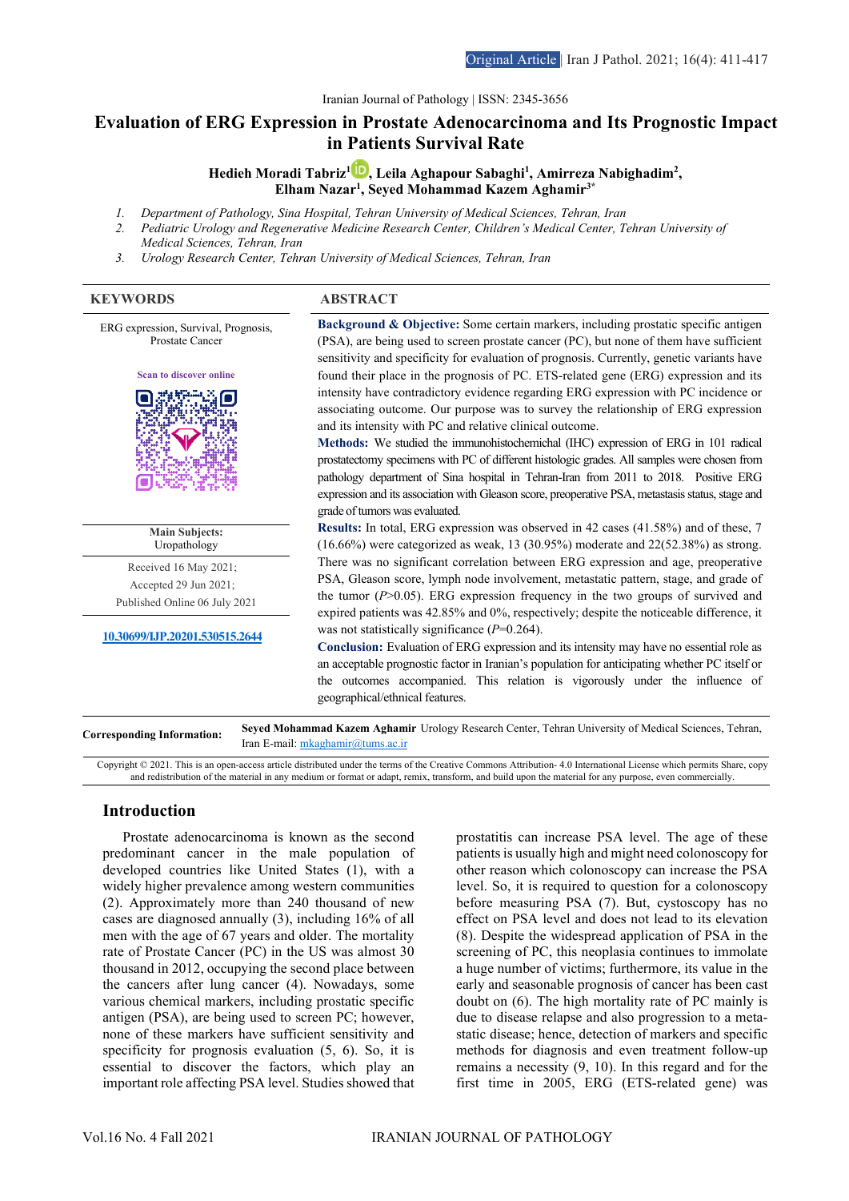Iranian Journal of Pathology | ISSN: 2345-3656

# Evaluation of ERG Expression in Prostate Adenocarcinoma and Its Prognostic Impact in Patients Survival Rate

**Hedieh Moradi Tabriz[1], Leila Aghapour Sabaghi[1], Amirreza Nabighadim[2], Elham Nazar[1], Seyed Mohammad Kazem Aghamir[3*]**

1. *Department of Pathology, Sina Hospital, Tehran University of Medical Sciences, Tehran, Iran*
2. *Pediatric Urology and Regenerative Medicine Research Center, Children's Medical Center, Tehran University of Medical Sciences, Tehran, Iran*
3. *Urology Research Center, Tehran University of Medical Sciences, Tehran, Iran*

## KEYWORDS

ERG expression, Survival, Prognosis, Prostate Cancer

Scan to discover online

**Main Subjects:** Uropathology

Received 16 May 2021;
Accepted 29 Jun 2021;
Published Online 06 July 2021

10.30699/IJP.20201.530515.2644

## ABSTRACT

**Background & Objective:** Some certain markers, including prostatic specific antigen (PSA), are being used to screen prostate cancer (PC), but none of them have sufficient sensitivity and specificity for evaluation of prognosis. Currently, genetic variants have found their place in the prognosis of PC. ETS-related gene (ERG) expression and its intensity have contradictory evidence regarding ERG expression with PC incidence or associating outcome. Our purpose was to survey the relationship of ERG expression and its intensity with PC and relative clinical outcome.

**Methods:** We studied the immunohistochemichal (IHC) expression of ERG in 101 radical prostatectomy specimens with PC of different histologic grades. All samples were chosen from pathology department of Sina hospital in Tehran-Iran from 2011 to 2018. Positive ERG expression and its association with Gleason score, preoperative PSA, metastasis status, stage and grade of tumors was evaluated.

**Results:** In total, ERG expression was observed in 42 cases (41.58%) and of these, 7 (16.66%) were categorized as weak, 13 (30.95%) moderate and 22(52.38%) as strong. There was no significant correlation between ERG expression and age, preoperative PSA, Gleason score, lymph node involvement, metastatic pattern, stage, and grade of the tumor (*P*>0.05). ERG expression frequency in the two groups of survived and expired patients was 42.85% and 0%, respectively; despite the noticeable difference, it was not statistically significance (*P*=0.264).

**Conclusion:** Evaluation of ERG expression and its intensity may have no essential role as an acceptable prognostic factor in Iranian's population for anticipating whether PC itself or the outcomes accompanied. This relation is vigorously under the influence of geographical/ethnical features.

**Corresponding Information:** **Seyed Mohammad Kazem Aghamir** Urology Research Center, Tehran University of Medical Sciences, Tehran, Iran E-mail: mkaghamir@tums.ac.ir

Copyright © 2021. This is an open-access article distributed under the terms of the Creative Commons Attribution- 4.0 International License which permits Share, copy and redistribution of the material in any medium or format or adapt, remix, transform, and build upon the material for any purpose, even commercially.

## Introduction

Prostate adenocarcinoma is known as the second predominant cancer in the male population of developed countries like United States (1), with a widely higher prevalence among western communities (2). Approximately more than 240 thousand of new cases are diagnosed annually (3), including 16% of all men with the age of 67 years and older. The mortality rate of Prostate Cancer (PC) in the US was almost 30 thousand in 2012, occupying the second place between the cancers after lung cancer (4). Nowadays, some various chemical markers, including prostatic specific antigen (PSA), are being used to screen PC; however, none of these markers have sufficient sensitivity and specificity for prognosis evaluation (5, 6). So, it is essential to discover the factors, which play an important role affecting PSA level. Studies showed that prostatitis can increase PSA level. The age of these patients is usually high and might need colonoscopy for other reason which colonoscopy can increase the PSA level. So, it is required to question for a colonoscopy before measuring PSA (7). But, cystoscopy has no effect on PSA level and does not lead to its elevation (8). Despite the widespread application of PSA in the screening of PC, this neoplasia continues to immolate a huge number of victims; furthermore, its value in the early and seasonable prognosis of cancer has been cast doubt on (6). The high mortality rate of PC mainly is due to disease relapse and also progression to a metastatic disease; hence, detection of markers and specific methods for diagnosis and even treatment follow-up remains a necessity (9, 10). In this regard and for the first time in 2005, ERG (ETS-related gene) was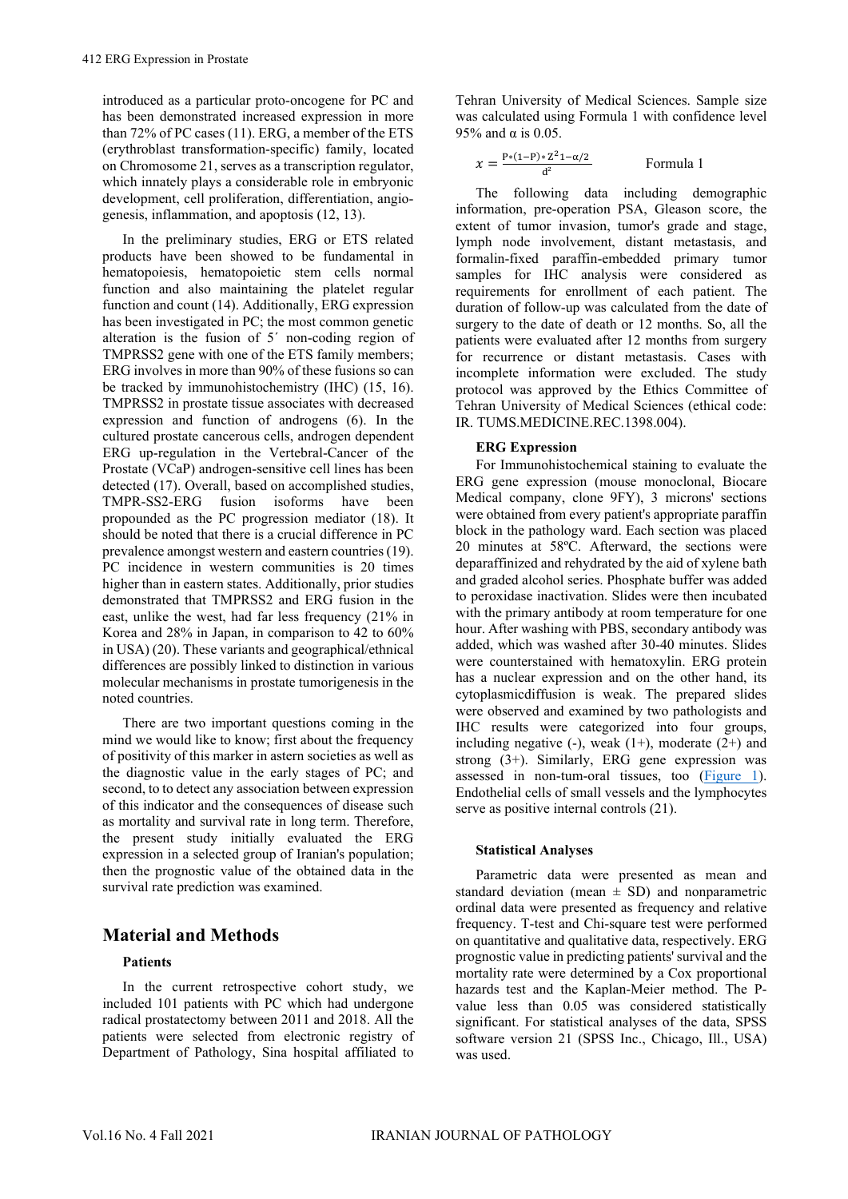introduced as a particular proto-oncogene for PC and has been demonstrated increased expression in more than 72% of PC cases (11). ERG, a member of the ETS (erythroblast transformation-specific) family, located on Chromosome 21, serves as a transcription regulator, which innately plays a considerable role in embryonic development, cell proliferation, differentiation, angiogenesis, inflammation, and apoptosis (12, 13).

In the preliminary studies, ERG or ETS related products have been showed to be fundamental in hematopoiesis, hematopoietic stem cells normal function and also maintaining the platelet regular function and count (14). Additionally, ERG expression has been investigated in PC; the most common genetic alteration is the fusion of 5´ non-coding region of TMPRSS2 gene with one of the ETS family members; ERG involves in more than 90% of these fusions so can be tracked by immunohistochemistry (IHC) (15, 16). TMPRSS2 in prostate tissue associates with decreased expression and function of androgens (6). In the cultured prostate cancerous cells, androgen dependent ERG up-regulation in the Vertebral-Cancer of the Prostate (VCaP) androgen-sensitive cell lines has been detected (17). Overall, based on accomplished studies, TMPR-SS2-ERG fusion isoforms have been propounded as the PC progression mediator (18). It should be noted that there is a crucial difference in PC prevalence amongst western and eastern countries (19). PC incidence in western communities is 20 times higher than in eastern states. Additionally, prior studies demonstrated that TMPRSS2 and ERG fusion in the east, unlike the west, had far less frequency (21% in Korea and 28% in Japan, in comparison to 42 to 60% in USA) (20). These variants and geographical/ethnical differences are possibly linked to distinction in various molecular mechanisms in prostate tumorigenesis in the noted countries.

There are two important questions coming in the mind we would like to know; first about the frequency of positivity of this marker in astern societies as well as the diagnostic value in the early stages of PC; and second, to to detect any association between expression of this indicator and the consequences of disease such as mortality and survival rate in long term. Therefore, the present study initially evaluated the ERG expression in a selected group of Iranian's population; then the prognostic value of the obtained data in the survival rate prediction was examined.

## Material and Methods

### Patients

In the current retrospective cohort study, we included 101 patients with PC which had undergone radical prostatectomy between 2011 and 2018. All the patients were selected from electronic registry of Department of Pathology, Sina hospital affiliated to Tehran University of Medical Sciences. Sample size was calculated using Formula 1 with confidence level 95% and α is 0.05.

$$x = \frac{P*(1-P)*Z^2 1-\alpha/2}{d^2} \qquad \text{Formula 1}$$

The following data including demographic information, pre-operation PSA, Gleason score, the extent of tumor invasion, tumor's grade and stage, lymph node involvement, distant metastasis, and formalin-fixed paraffin-embedded primary tumor samples for IHC analysis were considered as requirements for enrollment of each patient. The duration of follow-up was calculated from the date of surgery to the date of death or 12 months. So, all the patients were evaluated after 12 months from surgery for recurrence or distant metastasis. Cases with incomplete information were excluded. The study protocol was approved by the Ethics Committee of Tehran University of Medical Sciences (ethical code: IR. TUMS.MEDICINE.REC.1398.004).

### ERG Expression

For Immunohistochemical staining to evaluate the ERG gene expression (mouse monoclonal, Biocare Medical company, clone 9FY), 3 microns' sections were obtained from every patient's appropriate paraffin block in the pathology ward. Each section was placed 20 minutes at 58ºC. Afterward, the sections were deparaffinized and rehydrated by the aid of xylene bath and graded alcohol series. Phosphate buffer was added to peroxidase inactivation. Slides were then incubated with the primary antibody at room temperature for one hour. After washing with PBS, secondary antibody was added, which was washed after 30-40 minutes. Slides were counterstained with hematoxylin. ERG protein has a nuclear expression and on the other hand, its cytoplasmicdiffusion is weak. The prepared slides were observed and examined by two pathologists and IHC results were categorized into four groups, including negative (-), weak (1+), moderate (2+) and strong (3+). Similarly, ERG gene expression was assessed in non-tum-oral tissues, too (Figure 1). Endothelial cells of small vessels and the lymphocytes serve as positive internal controls (21).

### Statistical Analyses

Parametric data were presented as mean and standard deviation (mean ± SD) and nonparametric ordinal data were presented as frequency and relative frequency. T-test and Chi-square test were performed on quantitative and qualitative data, respectively. ERG prognostic value in predicting patients' survival and the mortality rate were determined by a Cox proportional hazards test and the Kaplan-Meier method. The P-value less than 0.05 was considered statistically significant. For statistical analyses of the data, SPSS software version 21 (SPSS Inc., Chicago, Ill., USA) was used.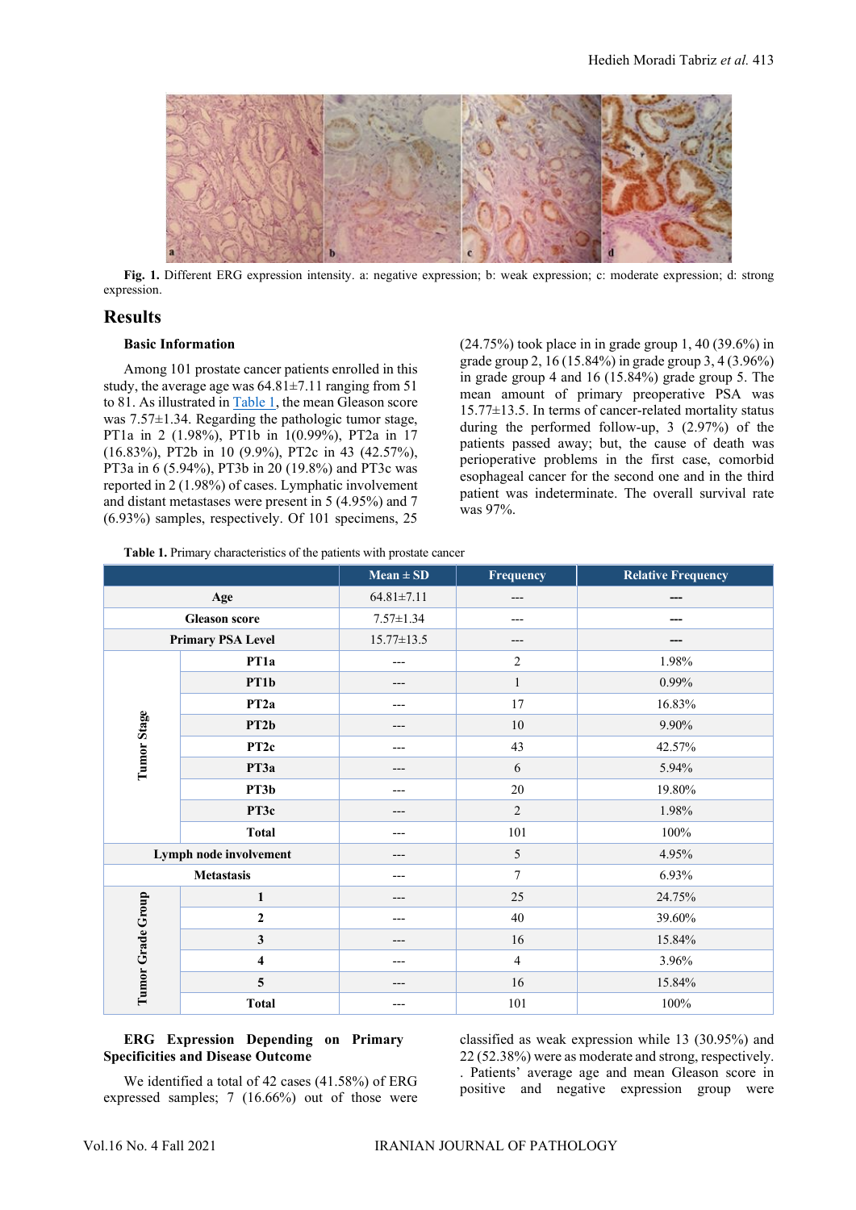Fig. 1. Different ERG expression intensity. a: negative expression; b: weak expression; c: moderate expression; d: strong expression.

## Results

### Basic Information

Among 101 prostate cancer patients enrolled in this study, the average age was 64.81±7.11 ranging from 51 to 81. As illustrated in Table 1, the mean Gleason score was 7.57±1.34. Regarding the pathologic tumor stage, PT1a in 2 (1.98%), PT1b in 1(0.99%), PT2a in 17 (16.83%), PT2b in 10 (9.9%), PT2c in 43 (42.57%), PT3a in 6 (5.94%), PT3b in 20 (19.8%) and PT3c was reported in 2 (1.98%) of cases. Lymphatic involvement and distant metastases were present in 5 (4.95%) and 7 (6.93%) samples, respectively. Of 101 specimens, 25 (24.75%) took place in in grade group 1, 40 (39.6%) in grade group 2, 16 (15.84%) in grade group 3, 4 (3.96%) in grade group 4 and 16 (15.84%) grade group 5. The mean amount of primary preoperative PSA was 15.77±13.5. In terms of cancer-related mortality status during the performed follow-up, 3 (2.97%) of the patients passed away; but, the cause of death was perioperative problems in the first case, comorbid esophageal cancer for the second one and in the third patient was indeterminate. The overall survival rate was 97%.

**Table 1.** Primary characteristics of the patients with prostate cancer

| | | Mean ± SD | Frequency | Relative Frequency |
|---|---|---|---|---|
| Age | | 64.81±7.11 | --- | --- |
| Gleason score | | 7.57±1.34 | --- | --- |
| Primary PSA Level | | 15.77±13.5 | --- | --- |
| Tumor Stage | PT1a | --- | 2 | 1.98% |
| | PT1b | --- | 1 | 0.99% |
| | PT2a | --- | 17 | 16.83% |
| | PT2b | --- | 10 | 9.90% |
| | PT2c | --- | 43 | 42.57% |
| | PT3a | --- | 6 | 5.94% |
| | PT3b | --- | 20 | 19.80% |
| | PT3c | --- | 2 | 1.98% |
| | Total | --- | 101 | 100% |
| Lymph node involvement | | --- | 5 | 4.95% |
| Metastasis | | --- | 7 | 6.93% |
| Tumor Grade Group | 1 | --- | 25 | 24.75% |
| | 2 | --- | 40 | 39.60% |
| | 3 | --- | 16 | 15.84% |
| | 4 | --- | 4 | 3.96% |
| | 5 | --- | 16 | 15.84% |
| | Total | --- | 101 | 100% |

### ERG Expression Depending on Primary Specificities and Disease Outcome

We identified a total of 42 cases (41.58%) of ERG expressed samples; 7 (16.66%) out of those were classified as weak expression while 13 (30.95%) and 22 (52.38%) were as moderate and strong, respectively. . Patients' average age and mean Gleason score in positive and negative expression group were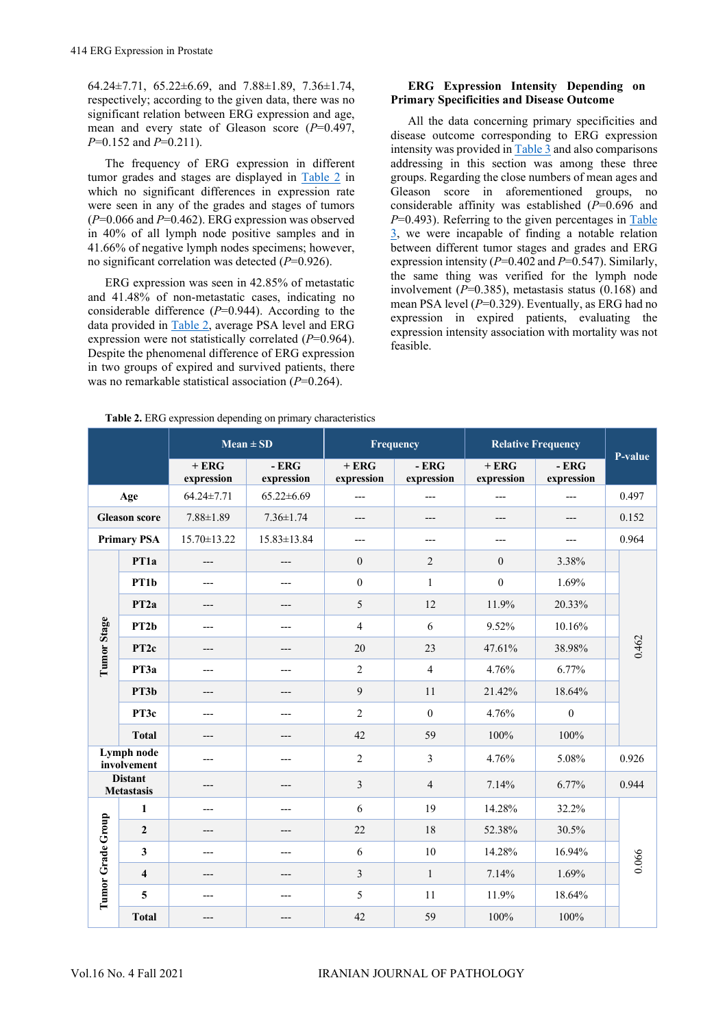64.24±7.71, 65.22±6.69, and 7.88±1.89, 7.36±1.74, respectively; according to the given data, there was no significant relation between ERG expression and age, mean and every state of Gleason score (*P*=0.497, *P*=0.152 and *P*=0.211).

The frequency of ERG expression in different tumor grades and stages are displayed in Table 2 in which no significant differences in expression rate were seen in any of the grades and stages of tumors (*P*=0.066 and *P*=0.462). ERG expression was observed in 40% of all lymph node positive samples and in 41.66% of negative lymph nodes specimens; however, no significant correlation was detected (*P*=0.926).

ERG expression was seen in 42.85% of metastatic and 41.48% of non-metastatic cases, indicating no considerable difference (*P*=0.944). According to the data provided in Table 2, average PSA level and ERG expression were not statistically correlated (*P*=0.964). Despite the phenomenal difference of ERG expression in two groups of expired and survived patients, there was no remarkable statistical association (*P*=0.264).

### ERG Expression Intensity Depending on Primary Specificities and Disease Outcome

All the data concerning primary specificities and disease outcome corresponding to ERG expression intensity was provided in Table 3 and also comparisons addressing in this section was among these three groups. Regarding the close numbers of mean ages and Gleason score in aforementioned groups, no considerable affinity was established (*P*=0.696 and *P*=0.493). Referring to the given percentages in Table 3, we were incapable of finding a notable relation between different tumor stages and grades and ERG expression intensity (*P*=0.402 and *P*=0.547). Similarly, the same thing was verified for the lymph node involvement (*P*=0.385), metastasis status (0.168) and mean PSA level (*P*=0.329). Eventually, as ERG had no expression in expired patients, evaluating the expression intensity association with mortality was not feasible.

**Table 2.** ERG expression depending on primary characteristics

| | | Mean ± SD | | Frequency | | Relative Frequency | | P-value |
|---|---|---|---|---|---|---|---|---|
| | | + ERG expression | - ERG expression | + ERG expression | - ERG expression | + ERG expression | - ERG expression | |
| **Age** | | 64.24±7.71 | 65.22±6.69 | --- | --- | --- | --- | 0.497 |
| **Gleason score** | | 7.88±1.89 | 7.36±1.74 | --- | --- | --- | --- | 0.152 |
| **Primary PSA** | | 15.70±13.22 | 15.83±13.84 | --- | --- | --- | --- | 0.964 |
| **Tumor Stage** | **PT1a** | --- | --- | 0 | 2 | 0 | 3.38% | 0.462 |
| | **PT1b** | --- | --- | 0 | 1 | 0 | 1.69% | |
| | **PT2a** | --- | --- | 5 | 12 | 11.9% | 20.33% | |
| | **PT2b** | --- | --- | 4 | 6 | 9.52% | 10.16% | |
| | **PT2c** | --- | --- | 20 | 23 | 47.61% | 38.98% | |
| | **PT3a** | --- | --- | 2 | 4 | 4.76% | 6.77% | |
| | **PT3b** | --- | --- | 9 | 11 | 21.42% | 18.64% | |
| | **PT3c** | --- | --- | 2 | 0 | 4.76% | 0 | |
| | **Total** | --- | --- | 42 | 59 | 100% | 100% | |
| **Lymph node involvement** | | --- | --- | 2 | 3 | 4.76% | 5.08% | 0.926 |
| **Distant Metastasis** | | --- | --- | 3 | 4 | 7.14% | 6.77% | 0.944 |
| **Tumor Grade Group** | **1** | --- | --- | 6 | 19 | 14.28% | 32.2% | 0.066 |
| | **2** | --- | --- | 22 | 18 | 52.38% | 30.5% | |
| | **3** | --- | --- | 6 | 10 | 14.28% | 16.94% | |
| | **4** | --- | --- | 3 | 1 | 7.14% | 1.69% | |
| | **5** | --- | --- | 5 | 11 | 11.9% | 18.64% | |
| | **Total** | --- | --- | 42 | 59 | 100% | 100% | |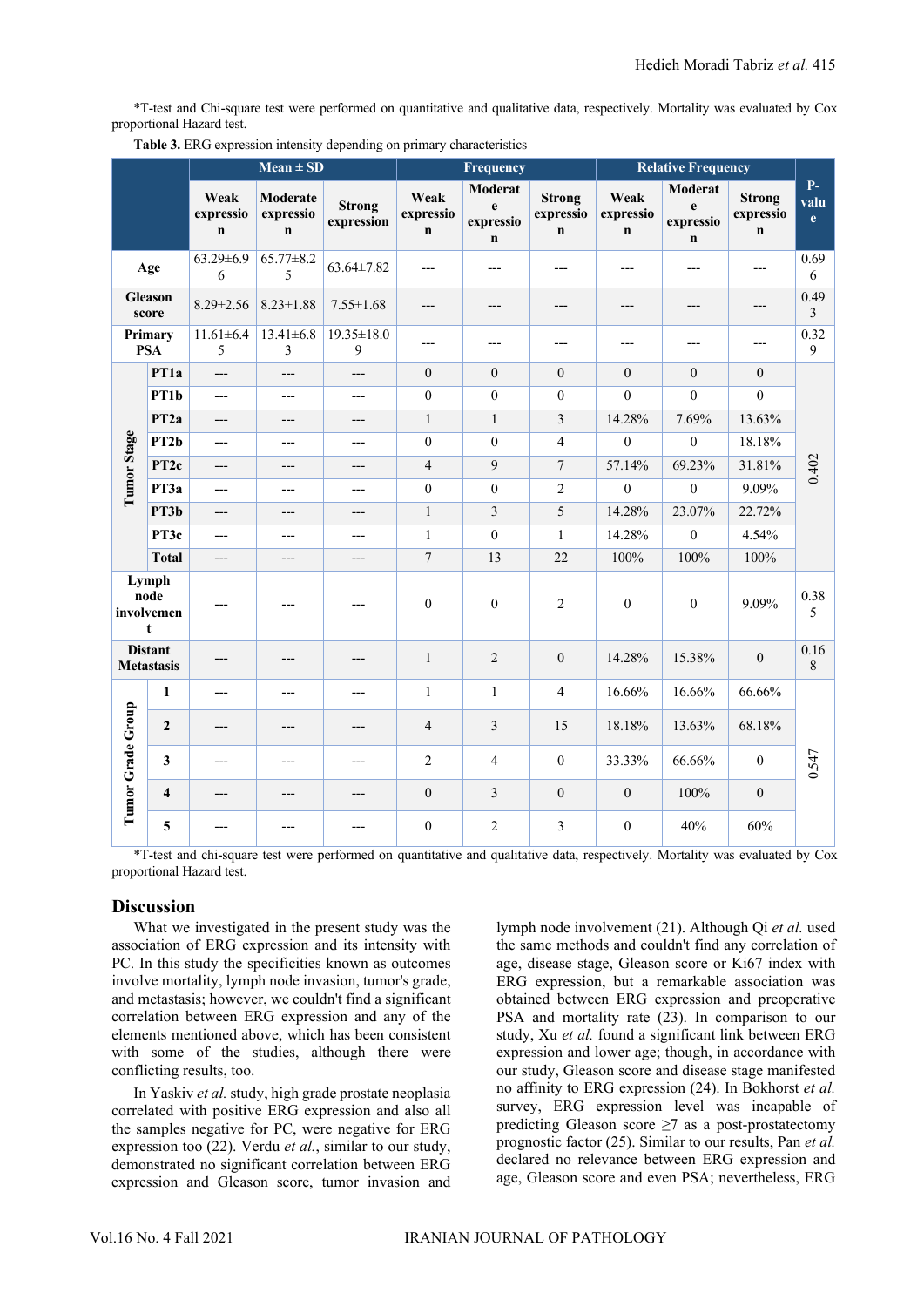*T-test and Chi-square test were performed on quantitative and qualitative data, respectively. Mortality was evaluated by Cox proportional Hazard test.

**Table 3.** ERG expression intensity depending on primary characteristics

| | | Mean ± SD | | | Frequency | | | Relative Frequency | | | P-value |
|---|---|---|---|---|---|---|---|---|---|---|---|
| | | Weak expression | Moderate expression | Strong expression | Weak expression | Moderate expression | Strong expression | Weak expression | Moderate expression | Strong expression | |
| Age | | 63.29±6.96 | 65.77±8.25 | 63.64±7.82 | --- | --- | --- | --- | --- | --- | 0.696 |
| Gleason score | | 8.29±2.56 | 8.23±1.88 | 7.55±1.68 | --- | --- | --- | --- | --- | --- | 0.493 |
| Primary PSA | | 11.61±6.45 | 13.41±6.83 | 19.35±18.09 | --- | --- | --- | --- | --- | --- | 0.329 |
| Tumor Stage | PT1a | --- | --- | --- | 0 | 0 | 0 | 0 | 0 | 0 | 0.402 |
| | PT1b | --- | --- | --- | 0 | 0 | 0 | 0 | 0 | 0 | |
| | PT2a | --- | --- | --- | 1 | 1 | 3 | 14.28% | 7.69% | 13.63% | |
| | PT2b | --- | --- | --- | 0 | 0 | 4 | 0 | 0 | 18.18% | |
| | PT2c | --- | --- | --- | 4 | 9 | 7 | 57.14% | 69.23% | 31.81% | |
| | PT3a | --- | --- | --- | 0 | 0 | 2 | 0 | 0 | 9.09% | |
| | PT3b | --- | --- | --- | 1 | 3 | 5 | 14.28% | 23.07% | 22.72% | |
| | PT3c | --- | --- | --- | 1 | 0 | 1 | 14.28% | 0 | 4.54% | |
| | Total | --- | --- | --- | 7 | 13 | 22 | 100% | 100% | 100% | |
| Lymph node involvement | | --- | --- | --- | 0 | 0 | 2 | 0 | 0 | 9.09% | 0.385 |
| Distant Metastasis | | --- | --- | --- | 1 | 2 | 0 | 14.28% | 15.38% | 0 | 0.168 |
| Tumor Grade Group | 1 | --- | --- | --- | 1 | 1 | 4 | 16.66% | 16.66% | 66.66% | 0.547 |
| | 2 | --- | --- | --- | 4 | 3 | 15 | 18.18% | 13.63% | 68.18% | |
| | 3 | --- | --- | --- | 2 | 4 | 0 | 33.33% | 66.66% | 0 | |
| | 4 | --- | --- | --- | 0 | 3 | 0 | 0 | 100% | 0 | |
| | 5 | --- | --- | --- | 0 | 2 | 3 | 0 | 40% | 60% | |

*T-test and chi-square test were performed on quantitative and qualitative data, respectively. Mortality was evaluated by Cox proportional Hazard test.

## Discussion

What we investigated in the present study was the association of ERG expression and its intensity with PC. In this study the specificities known as outcomes involve mortality, lymph node invasion, tumor's grade, and metastasis; however, we couldn't find a significant correlation between ERG expression and any of the elements mentioned above, which has been consistent with some of the studies, although there were conflicting results, too.

In Yaskiv *et al.* study, high grade prostate neoplasia correlated with positive ERG expression and also all the samples negative for PC, were negative for ERG expression too (22). Verdu *et al.*, similar to our study, demonstrated no significant correlation between ERG expression and Gleason score, tumor invasion and lymph node involvement (21). Although Qi *et al.* used the same methods and couldn't find any correlation of age, disease stage, Gleason score or Ki67 index with ERG expression, but a remarkable association was obtained between ERG expression and preoperative PSA and mortality rate (23). In comparison to our study, Xu *et al.* found a significant link between ERG expression and lower age; though, in accordance with our study, Gleason score and disease stage manifested no affinity to ERG expression (24). In Bokhorst *et al.* survey, ERG expression level was incapable of predicting Gleason score ≥7 as a post-prostatectomy prognostic factor (25). Similar to our results, Pan *et al.* declared no relevance between ERG expression and age, Gleason score and even PSA; nevertheless, ERG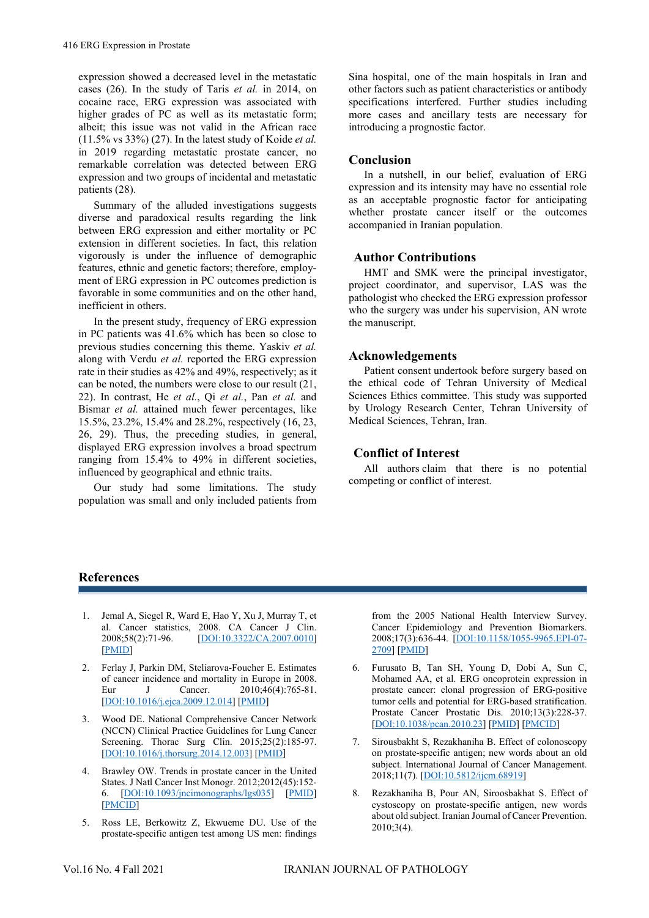expression showed a decreased level in the metastatic cases (26). In the study of Taris *et al.* in 2014, on cocaine race, ERG expression was associated with higher grades of PC as well as its metastatic form; albeit; this issue was not valid in the African race (11.5% vs 33%) (27). In the latest study of Koide *et al.* in 2019 regarding metastatic prostate cancer, no remarkable correlation was detected between ERG expression and two groups of incidental and metastatic patients (28).

Summary of the alluded investigations suggests diverse and paradoxical results regarding the link between ERG expression and either mortality or PC extension in different societies. In fact, this relation vigorously is under the influence of demographic features, ethnic and genetic factors; therefore, employment of ERG expression in PC outcomes prediction is favorable in some communities and on the other hand, inefficient in others.

In the present study, frequency of ERG expression in PC patients was 41.6% which has been so close to previous studies concerning this theme. Yaskiv *et al.* along with Verdu *et al.* reported the ERG expression rate in their studies as 42% and 49%, respectively; as it can be noted, the numbers were close to our result (21, 22). In contrast, He *et al.*, Qi *et al.*, Pan *et al.* and Bismar *et al.* attained much fewer percentages, like 15.5%, 23.2%, 15.4% and 28.2%, respectively (16, 23, 26, 29). Thus, the preceding studies, in general, displayed ERG expression involves a broad spectrum ranging from 15.4% to 49% in different societies, influenced by geographical and ethnic traits.

Our study had some limitations. The study population was small and only included patients from Sina hospital, one of the main hospitals in Iran and other factors such as patient characteristics or antibody specifications interfered. Further studies including more cases and ancillary tests are necessary for introducing a prognostic factor.

## Conclusion

In a nutshell, in our belief, evaluation of ERG expression and its intensity may have no essential role as an acceptable prognostic factor for anticipating whether prostate cancer itself or the outcomes accompanied in Iranian population.

## Author Contributions

HMT and SMK were the principal investigator, project coordinator, and supervisor, LAS was the pathologist who checked the ERG expression professor who the surgery was under his supervision, AN wrote the manuscript.

## Acknowledgements

Patient consent undertook before surgery based on the ethical code of Tehran University of Medical Sciences Ethics committee. This study was supported by Urology Research Center, Tehran University of Medical Sciences, Tehran, Iran.

## Conflict of Interest

All authors claim that there is no potential competing or conflict of interest.

## References

1. Jemal A, Siegel R, Ward E, Hao Y, Xu J, Murray T, et al. Cancer statistics, 2008. CA Cancer J Clin. 2008;58(2):71-96. [DOI:10.3322/CA.2007.0010] [PMID]
2. Ferlay J, Parkin DM, Steliarova-Foucher E. Estimates of cancer incidence and mortality in Europe in 2008. Eur J Cancer. 2010;46(4):765-81. [DOI:10.1016/j.ejca.2009.12.014] [PMID]
3. Wood DE. National Comprehensive Cancer Network (NCCN) Clinical Practice Guidelines for Lung Cancer Screening. Thorac Surg Clin. 2015;25(2):185-97. [DOI:10.1016/j.thorsurg.2014.12.003] [PMID]
4. Brawley OW. Trends in prostate cancer in the United States. J Natl Cancer Inst Monogr. 2012;2012(45):152-6. [DOI:10.1093/jncimonographs/lgs035] [PMID] [PMCID]
5. Ross LE, Berkowitz Z, Ekwueme DU. Use of the prostate-specific antigen test among US men: findings from the 2005 National Health Interview Survey. Cancer Epidemiology and Prevention Biomarkers. 2008;17(3):636-44. [DOI:10.1158/1055-9965.EPI-07-2709] [PMID]
6. Furusato B, Tan SH, Young D, Dobi A, Sun C, Mohamed AA, et al. ERG oncoprotein expression in prostate cancer: clonal progression of ERG-positive tumor cells and potential for ERG-based stratification. Prostate Cancer Prostatic Dis. 2010;13(3):228-37. [DOI:10.1038/pcan.2010.23] [PMID] [PMCID]
7. Sirousbakht S, Rezakhaniha B. Effect of colonoscopy on prostate-specific antigen; new words about an old subject. International Journal of Cancer Management. 2018;11(7). [DOI:10.5812/ijcm.68919]
8. Rezakhaniha B, Pour AN, Siroosbakhat S. Effect of cystoscopy on prostate-specific antigen, new words about old subject. Iranian Journal of Cancer Prevention. 2010;3(4).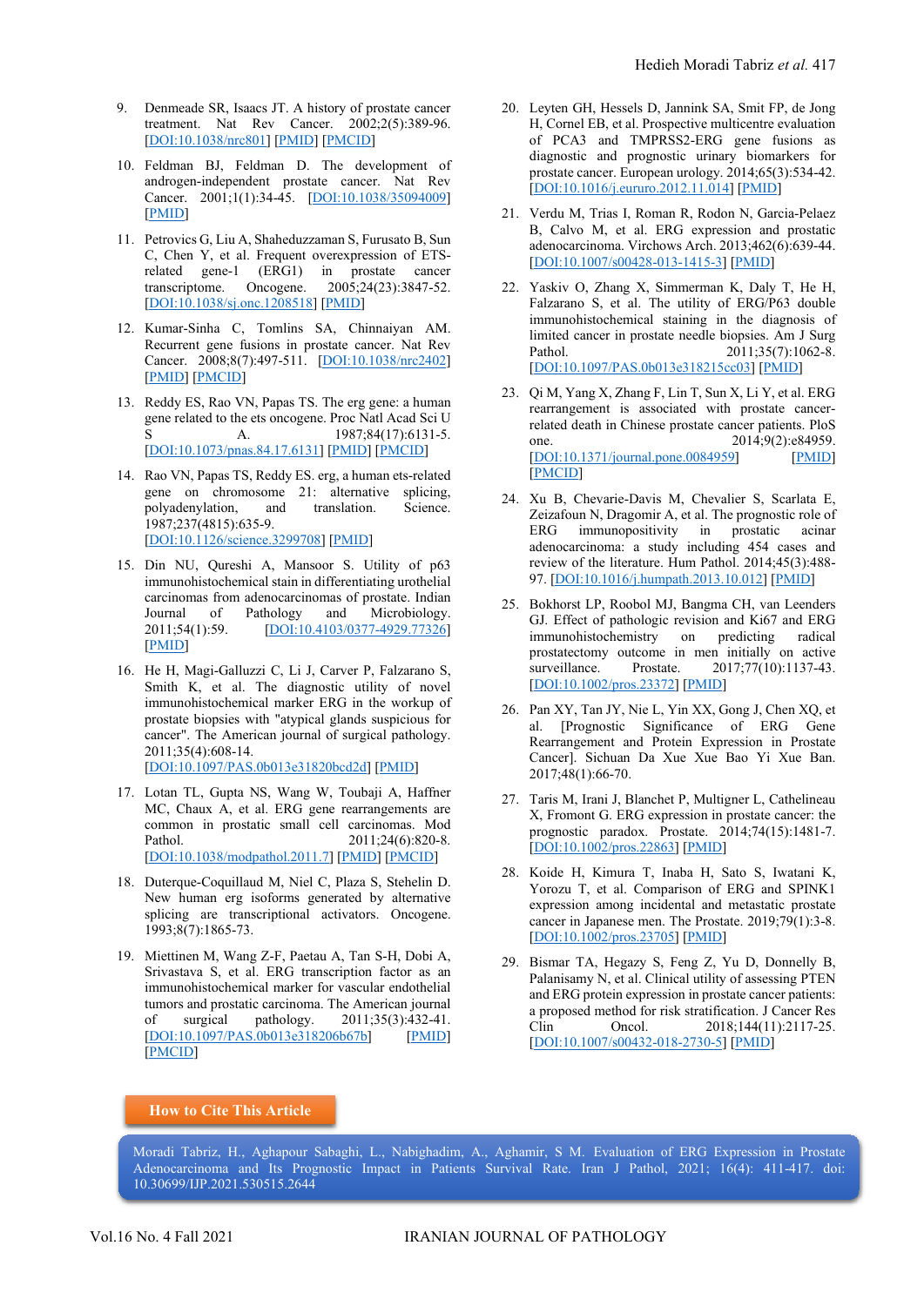9. Denmeade SR, Isaacs JT. A history of prostate cancer treatment. Nat Rev Cancer. 2002;2(5):389-96. [DOI:10.1038/nrc801] [PMID] [PMCID]

10. Feldman BJ, Feldman D. The development of androgen-independent prostate cancer. Nat Rev Cancer. 2001;1(1):34-45. [DOI:10.1038/35094009] [PMID]

11. Petrovics G, Liu A, Shaheduzzaman S, Furusato B, Sun C, Chen Y, et al. Frequent overexpression of ETS-related gene-1 (ERG1) in prostate cancer transcriptome. Oncogene. 2005;24(23):3847-52. [DOI:10.1038/sj.onc.1208518] [PMID]

12. Kumar-Sinha C, Tomlins SA, Chinnaiyan AM. Recurrent gene fusions in prostate cancer. Nat Rev Cancer. 2008;8(7):497-511. [DOI:10.1038/nrc2402] [PMID] [PMCID]

13. Reddy ES, Rao VN, Papas TS. The erg gene: a human gene related to the ets oncogene. Proc Natl Acad Sci U S A. 1987;84(17):6131-5. [DOI:10.1073/pnas.84.17.6131] [PMID] [PMCID]

14. Rao VN, Papas TS, Reddy ES. erg, a human ets-related gene on chromosome 21: alternative splicing, polyadenylation, and translation. Science. 1987;237(4815):635-9. [DOI:10.1126/science.3299708] [PMID]

15. Din NU, Qureshi A, Mansoor S. Utility of p63 immunohistochemical stain in differentiating urothelial carcinomas from adenocarcinomas of prostate. Indian Journal of Pathology and Microbiology. 2011;54(1):59. [DOI:10.4103/0377-4929.77326] [PMID]

16. He H, Magi-Galluzzi C, Li J, Carver P, Falzarano S, Smith K, et al. The diagnostic utility of novel immunohistochemical marker ERG in the workup of prostate biopsies with "atypical glands suspicious for cancer". The American journal of surgical pathology. 2011;35(4):608-14. [DOI:10.1097/PAS.0b013e31820bcd2d] [PMID]

17. Lotan TL, Gupta NS, Wang W, Toubaji A, Haffner MC, Chaux A, et al. ERG gene rearrangements are common in prostatic small cell carcinomas. Mod Pathol. 2011;24(6):820-8. [DOI:10.1038/modpathol.2011.7] [PMID] [PMCID]

18. Duterque-Coquillaud M, Niel C, Plaza S, Stehelin D. New human erg isoforms generated by alternative splicing are transcriptional activators. Oncogene. 1993;8(7):1865-73.

19. Miettinen M, Wang Z-F, Paetau A, Tan S-H, Dobi A, Srivastava S, et al. ERG transcription factor as an immunohistochemical marker for vascular endothelial tumors and prostatic carcinoma. The American journal of surgical pathology. 2011;35(3):432-41. [DOI:10.1097/PAS.0b013e318206b67b] [PMID] [PMCID]

20. Leyten GH, Hessels D, Jannink SA, Smit FP, de Jong H, Cornel EB, et al. Prospective multicentre evaluation of PCA3 and TMPRSS2-ERG gene fusions as diagnostic and prognostic urinary biomarkers for prostate cancer. European urology. 2014;65(3):534-42. [DOI:10.1016/j.eururo.2012.11.014] [PMID]

21. Verdu M, Trias I, Roman R, Rodon N, Garcia-Pelaez B, Calvo M, et al. ERG expression and prostatic adenocarcinoma. Virchows Arch. 2013;462(6):639-44. [DOI:10.1007/s00428-013-1415-3] [PMID]

22. Yaskiv O, Zhang X, Simmerman K, Daly T, He H, Falzarano S, et al. The utility of ERG/P63 double immunohistochemical staining in the diagnosis of limited cancer in prostate needle biopsies. Am J Surg Pathol. 2011;35(7):1062-8. [DOI:10.1097/PAS.0b013e318215cc03] [PMID]

23. Qi M, Yang X, Zhang F, Lin T, Sun X, Li Y, et al. ERG rearrangement is associated with prostate cancer-related death in Chinese prostate cancer patients. PloS one. 2014;9(2):e84959. [DOI:10.1371/journal.pone.0084959] [PMID] [PMCID]

24. Xu B, Chevarie-Davis M, Chevalier S, Scarlata E, Zeizafoun N, Dragomir A, et al. The prognostic role of ERG immunopositivity in prostatic acinar adenocarcinoma: a study including 454 cases and review of the literature. Hum Pathol. 2014;45(3):488-97. [DOI:10.1016/j.humpath.2013.10.012] [PMID]

25. Bokhorst LP, Roobol MJ, Bangma CH, van Leenders GJ. Effect of pathologic revision and Ki67 and ERG immunohistochemistry on predicting radical prostatectomy outcome in men initially on active surveillance. Prostate. 2017;77(10):1137-43. [DOI:10.1002/pros.23372] [PMID]

26. Pan XY, Tan JY, Nie L, Yin XX, Gong J, Chen XQ, et al. [Prognostic Significance of ERG Gene Rearrangement and Protein Expression in Prostate Cancer]. Sichuan Da Xue Xue Bao Yi Xue Ban. 2017;48(1):66-70.

27. Taris M, Irani J, Blanchet P, Multigner L, Cathelineau X, Fromont G. ERG expression in prostate cancer: the prognostic paradox. Prostate. 2014;74(15):1481-7. [DOI:10.1002/pros.22863] [PMID]

28. Koide H, Kimura T, Inaba H, Sato S, Iwatani K, Yorozu T, et al. Comparison of ERG and SPINK1 expression among incidental and metastatic prostate cancer in Japanese men. The Prostate. 2019;79(1):3-8. [DOI:10.1002/pros.23705] [PMID]

29. Bismar TA, Hegazy S, Feng Z, Yu D, Donnelly B, Palanisamy N, et al. Clinical utility of assessing PTEN and ERG protein expression in prostate cancer patients: a proposed method for risk stratification. J Cancer Res Clin Oncol. 2018;144(11):2117-25. [DOI:10.1007/s00432-018-2730-5] [PMID]

**How to Cite This Article**

Moradi Tabriz, H., Aghapour Sabaghi, L., Nabighadim, A., Aghamir, S M. Evaluation of ERG Expression in Prostate Adenocarcinoma and Its Prognostic Impact in Patients Survival Rate. Iran J Pathol, 2021; 16(4): 411-417. doi: 10.30699/IJP.2021.530515.2644